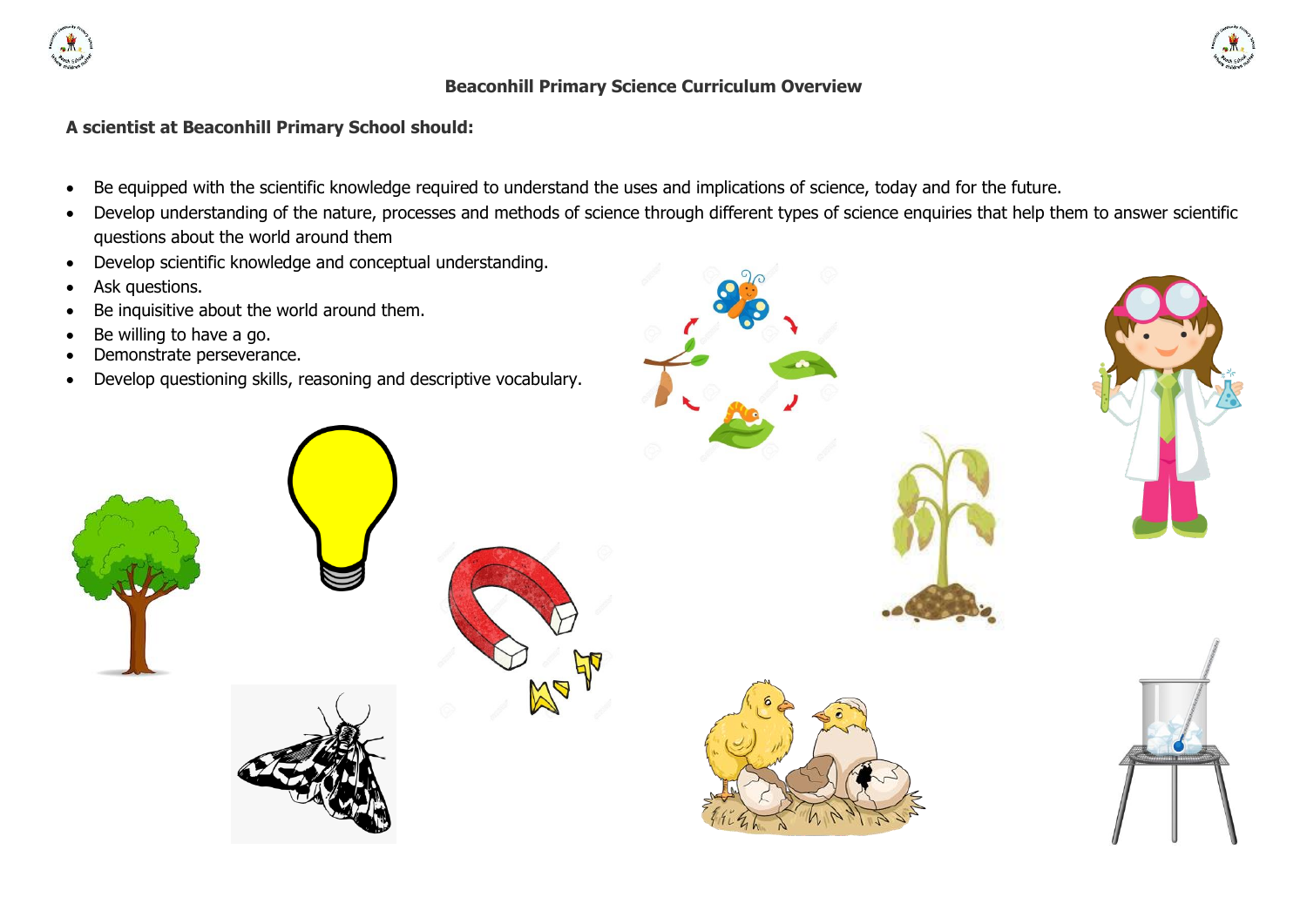# Beaconhill Primary Science Curriculum Overview

**A scientist at Beaconhill Primary School should:**

- Be equipped with the scientific knowledge required to understand the uses and implications of science, today and for the future.
- Develop understanding of the nature, processes and methods of science through different types of science enquiries that help them to answer scientific questions about the world around them
- Develop scientific knowledge and conceptual understanding.
- Ask questions.
- Be inquisitive about the world around them.
- Be willing to have a go.
- Demonstrate perseverance.
- Develop questioning skills, reasoning and descriptive vocabulary.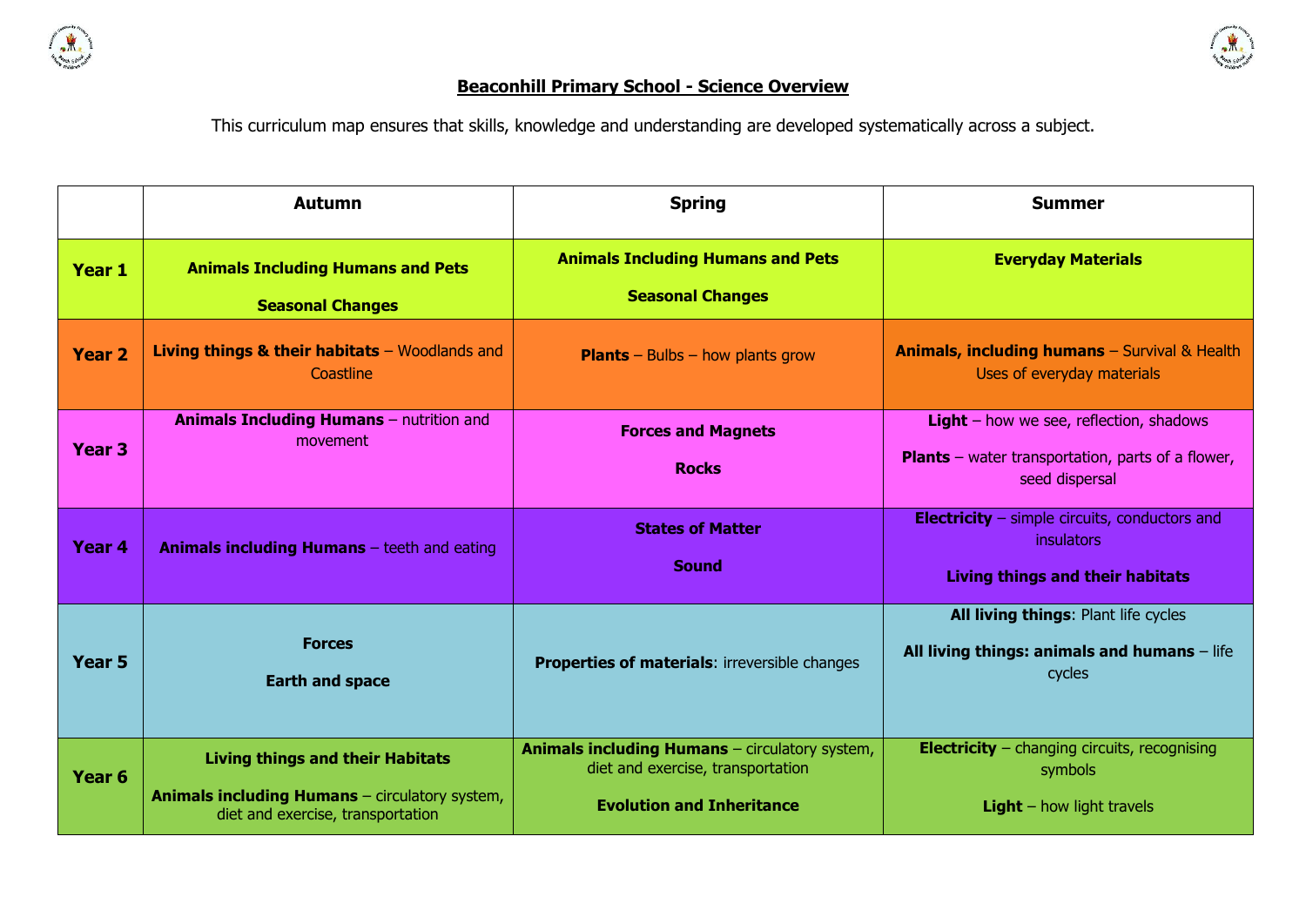# Beaconhill Primary School - Science Overview

This curriculum map ensures that skills, knowledge and understanding are developed systematically across a subject.

| | Autumn | Spring | Summer |
|---|---|---|---|
| **Year 1** | **Animals Including Humans and Pets**<br><br>**Seasonal Changes** | **Animals Including Humans and Pets**<br><br>**Seasonal Changes** | **Everyday Materials** |
| **Year 2** | **Living things & their habitats** – Woodlands and Coastline | **Plants** – Bulbs – how plants grow | **Animals, including humans** – Survival & Health<br>Uses of everyday materials |
| **Year 3** | **Animals Including Humans** – nutrition and movement | **Forces and Magnets**<br><br>**Rocks** | **Light** – how we see, reflection, shadows<br><br>**Plants** – water transportation, parts of a flower, seed dispersal |
| **Year 4** | **Animals including Humans** – teeth and eating | **States of Matter**<br><br>**Sound** | **Electricity** – simple circuits, conductors and insulators<br><br>**Living things and their habitats** |
| **Year 5** | **Forces**<br><br>**Earth and space** | **Properties of materials**: irreversible changes | **All living things**: Plant life cycles<br><br>**All living things: animals and humans** – life cycles |
| **Year 6** | **Living things and their Habitats**<br><br>**Animals including Humans** – circulatory system, diet and exercise, transportation | **Animals including Humans** – circulatory system, diet and exercise, transportation<br><br>**Evolution and Inheritance** | **Electricity** – changing circuits, recognising symbols<br><br>**Light** – how light travels |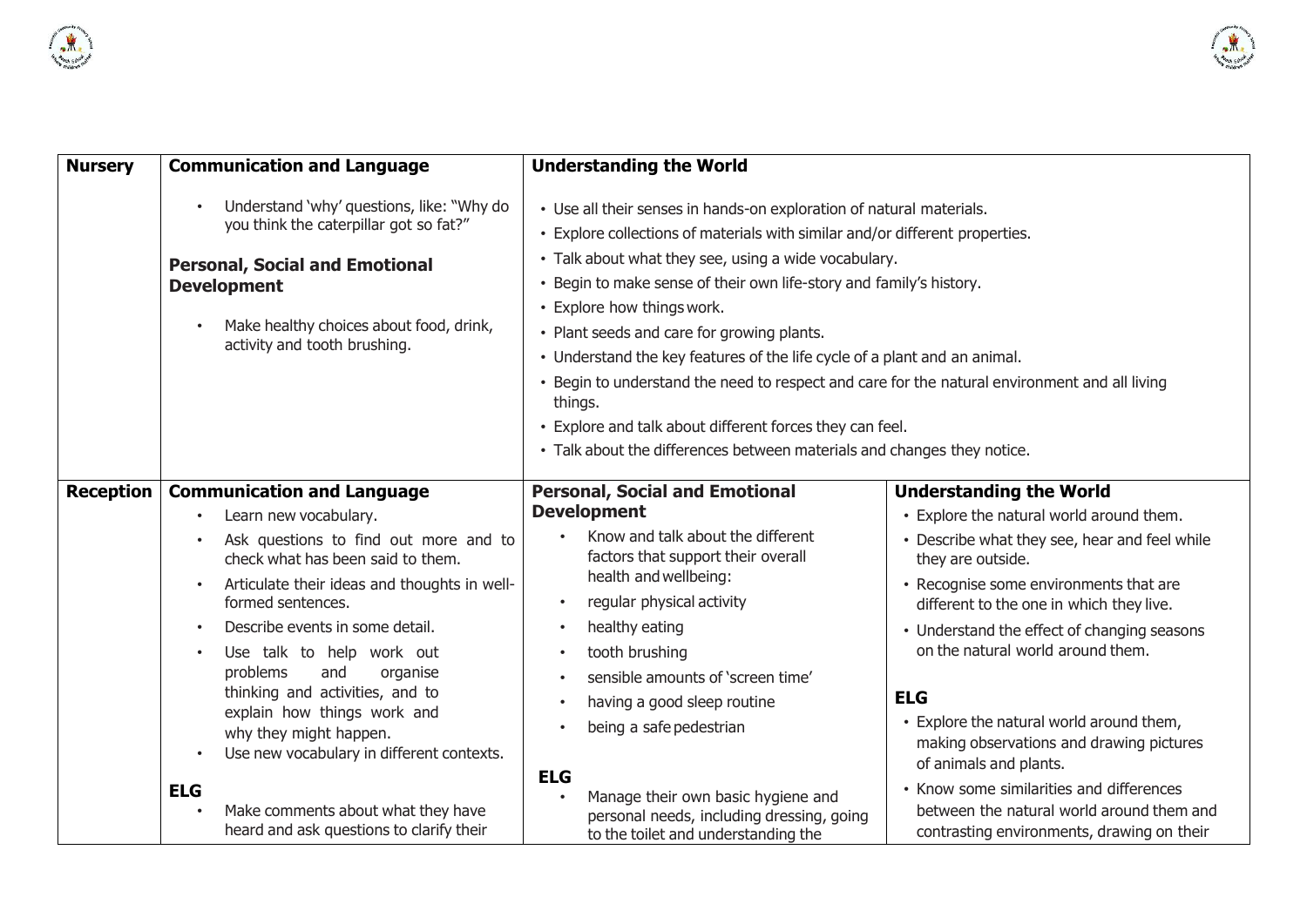| Nursery | Communication and Language | Understanding the World | |
|---|---|---|---|
| | • Understand 'why' questions, like: "Why do you think the caterpillar got so fat?"<br><br>**Personal, Social and Emotional Development**<br><br>• Make healthy choices about food, drink, activity and tooth brushing. | • Use all their senses in hands-on exploration of natural materials.<br>• Explore collections of materials with similar and/or different properties.<br>• Talk about what they see, using a wide vocabulary.<br>• Begin to make sense of their own life-story and family's history.<br>• Explore how things work.<br>• Plant seeds and care for growing plants.<br>• Understand the key features of the life cycle of a plant and an animal.<br>• Begin to understand the need to respect and care for the natural environment and all living things.<br>• Explore and talk about different forces they can feel.<br>• Talk about the differences between materials and changes they notice. | |
| **Reception** | **Communication and Language**<br>• Learn new vocabulary.<br>• Ask questions to find out more and to check what has been said to them.<br>• Articulate their ideas and thoughts in well-formed sentences.<br>• Describe events in some detail.<br>• Use talk to help work out problems and organise thinking and activities, and to explain how things work and why they might happen.<br>• Use new vocabulary in different contexts.<br><br>**ELG**<br>• Make comments about what they have heard and ask questions to clarify their | **Personal, Social and Emotional Development**<br>• Know and talk about the different factors that support their overall health and wellbeing:<br>• regular physical activity<br>• healthy eating<br>• tooth brushing<br>• sensible amounts of 'screen time'<br>• having a good sleep routine<br>• being a safe pedestrian<br><br>**ELG**<br>• Manage their own basic hygiene and personal needs, including dressing, going to the toilet and understanding the | **Understanding the World**<br>• Explore the natural world around them.<br>• Describe what they see, hear and feel while they are outside.<br>• Recognise some environments that are different to the one in which they live.<br>• Understand the effect of changing seasons on the natural world around them.<br><br>**ELG**<br>• Explore the natural world around them, making observations and drawing pictures of animals and plants.<br>• Know some similarities and differences between the natural world around them and contrasting environments, drawing on their |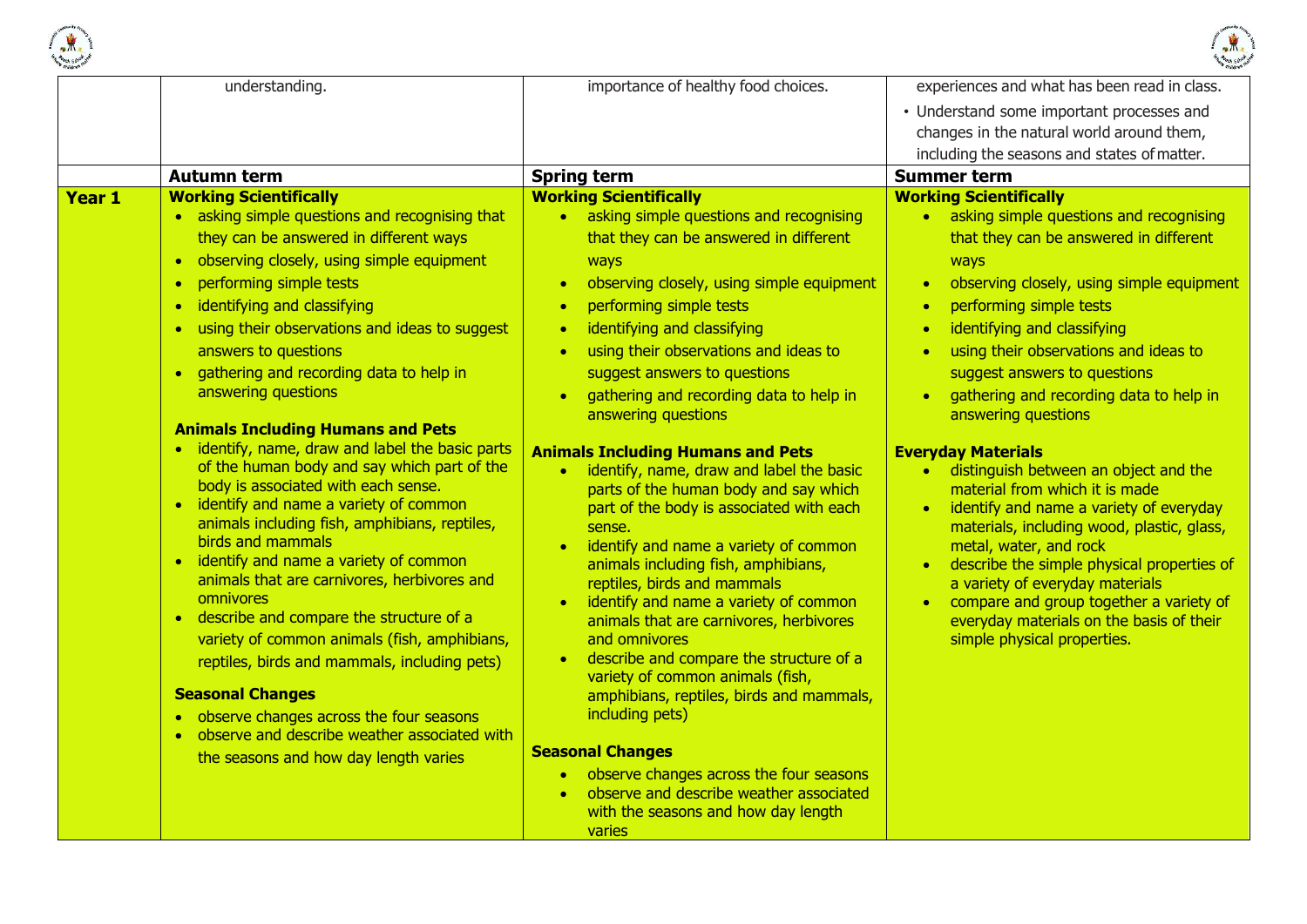| | | | |
|---|---|---|---|
| | understanding. | importance of healthy food choices. | experiences and what has been read in class.<br>• Understand some important processes and changes in the natural world around them, including the seasons and states of matter. |
| | **Autumn term** | **Spring term** | **Summer term** |
| **Year 1** | **Working Scientifically**<br>• asking simple questions and recognising that they can be answered in different ways<br>• observing closely, using simple equipment<br>• performing simple tests<br>• identifying and classifying<br>• using their observations and ideas to suggest answers to questions<br>• gathering and recording data to help in answering questions<br><br>**Animals Including Humans and Pets**<br>• identify, name, draw and label the basic parts of the human body and say which part of the body is associated with each sense.<br>• identify and name a variety of common animals including fish, amphibians, reptiles, birds and mammals<br>• identify and name a variety of common animals that are carnivores, herbivores and omnivores<br>• describe and compare the structure of a variety of common animals (fish, amphibians, reptiles, birds and mammals, including pets)<br><br>**Seasonal Changes**<br>• observe changes across the four seasons<br>• observe and describe weather associated with the seasons and how day length varies | **Working Scientifically**<br>• asking simple questions and recognising that they can be answered in different ways<br>• observing closely, using simple equipment<br>• performing simple tests<br>• identifying and classifying<br>• using their observations and ideas to suggest answers to questions<br>• gathering and recording data to help in answering questions<br><br>**Animals Including Humans and Pets**<br>• identify, name, draw and label the basic parts of the human body and say which part of the body is associated with each sense.<br>• identify and name a variety of common animals including fish, amphibians, reptiles, birds and mammals<br>• identify and name a variety of common animals that are carnivores, herbivores and omnivores<br>• describe and compare the structure of a variety of common animals (fish, amphibians, reptiles, birds and mammals, including pets)<br><br>**Seasonal Changes**<br>• observe changes across the four seasons<br>• observe and describe weather associated with the seasons and how day length varies | **Working Scientifically**<br>• asking simple questions and recognising that they can be answered in different ways<br>• observing closely, using simple equipment<br>• performing simple tests<br>• identifying and classifying<br>• using their observations and ideas to suggest answers to questions<br>• gathering and recording data to help in answering questions<br><br>**Everyday Materials**<br>• distinguish between an object and the material from which it is made<br>• identify and name a variety of everyday materials, including wood, plastic, glass, metal, water, and rock<br>• describe the simple physical properties of a variety of everyday materials<br>• compare and group together a variety of everyday materials on the basis of their simple physical properties. |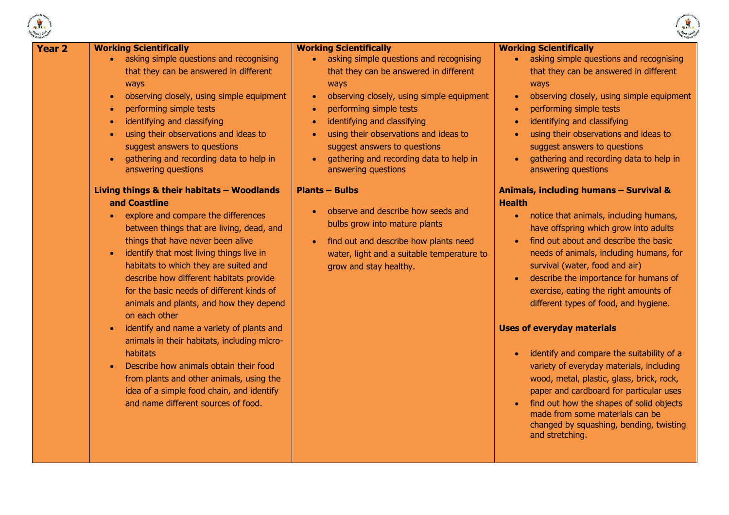| Year 2 | | | |
|---|---|---|---|
| | **Working Scientifically**<br>• asking simple questions and recognising that they can be answered in different ways<br>• observing closely, using simple equipment<br>• performing simple tests<br>• identifying and classifying<br>• using their observations and ideas to suggest answers to questions<br>• gathering and recording data to help in answering questions<br><br>**Living things & their habitats – Woodlands and Coastline**<br>• explore and compare the differences between things that are living, dead, and things that have never been alive<br>• identify that most living things live in habitats to which they are suited and describe how different habitats provide for the basic needs of different kinds of animals and plants, and how they depend on each other<br>• identify and name a variety of plants and animals in their habitats, including micro-habitats<br>• Describe how animals obtain their food from plants and other animals, using the idea of a simple food chain, and identify and name different sources of food. | **Working Scientifically**<br>• asking simple questions and recognising that they can be answered in different ways<br>• observing closely, using simple equipment<br>• performing simple tests<br>• identifying and classifying<br>• using their observations and ideas to suggest answers to questions<br>• gathering and recording data to help in answering questions<br><br>**Plants – Bulbs**<br>• observe and describe how seeds and bulbs grow into mature plants<br>• find out and describe how plants need water, light and a suitable temperature to grow and stay healthy. | **Working Scientifically**<br>• asking simple questions and recognising that they can be answered in different ways<br>• observing closely, using simple equipment<br>• performing simple tests<br>• identifying and classifying<br>• using their observations and ideas to suggest answers to questions<br>• gathering and recording data to help in answering questions<br><br>**Animals, including humans – Survival & Health**<br>• notice that animals, including humans, have offspring which grow into adults<br>• find out about and describe the basic needs of animals, including humans, for survival (water, food and air)<br>• describe the importance for humans of exercise, eating the right amounts of different types of food, and hygiene.<br><br>**Uses of everyday materials**<br>• identify and compare the suitability of a variety of everyday materials, including wood, metal, plastic, glass, brick, rock, paper and cardboard for particular uses<br>• find out how the shapes of solid objects made from some materials can be changed by squashing, bending, twisting and stretching. |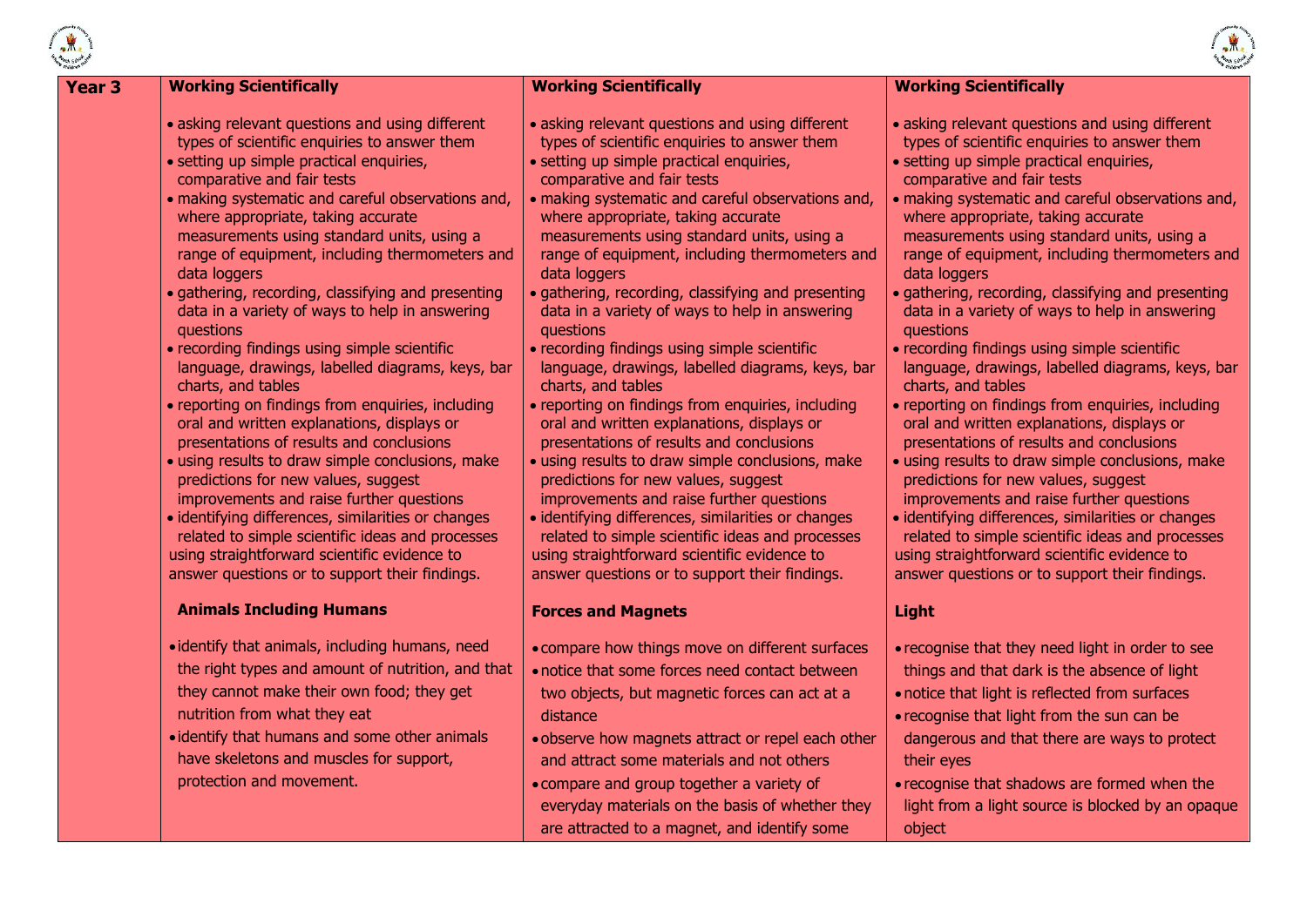| Year 3 | Working Scientifically | Working Scientifically | Working Scientifically |
|---|---|---|---|
| | • asking relevant questions and using different types of scientific enquiries to answer them<br>• setting up simple practical enquiries, comparative and fair tests<br>• making systematic and careful observations and, where appropriate, taking accurate measurements using standard units, using a range of equipment, including thermometers and data loggers<br>• gathering, recording, classifying and presenting data in a variety of ways to help in answering questions<br>• recording findings using simple scientific language, drawings, labelled diagrams, keys, bar charts, and tables<br>• reporting on findings from enquiries, including oral and written explanations, displays or presentations of results and conclusions<br>• using results to draw simple conclusions, make predictions for new values, suggest improvements and raise further questions<br>• identifying differences, similarities or changes related to simple scientific ideas and processes using straightforward scientific evidence to answer questions or to support their findings.<br><br>**Animals Including Humans**<br><br>• identify that animals, including humans, need the right types and amount of nutrition, and that they cannot make their own food; they get nutrition from what they eat<br>• identify that humans and some other animals have skeletons and muscles for support, protection and movement. | • asking relevant questions and using different types of scientific enquiries to answer them<br>• setting up simple practical enquiries, comparative and fair tests<br>• making systematic and careful observations and, where appropriate, taking accurate measurements using standard units, using a range of equipment, including thermometers and data loggers<br>• gathering, recording, classifying and presenting data in a variety of ways to help in answering questions<br>• recording findings using simple scientific language, drawings, labelled diagrams, keys, bar charts, and tables<br>• reporting on findings from enquiries, including oral and written explanations, displays or presentations of results and conclusions<br>• using results to draw simple conclusions, make predictions for new values, suggest improvements and raise further questions<br>• identifying differences, similarities or changes related to simple scientific ideas and processes using straightforward scientific evidence to answer questions or to support their findings.<br><br>**Forces and Magnets**<br><br>• compare how things move on different surfaces<br>• notice that some forces need contact between two objects, but magnetic forces can act at a distance<br>• observe how magnets attract or repel each other and attract some materials and not others<br>• compare and group together a variety of everyday materials on the basis of whether they are attracted to a magnet, and identify some | • asking relevant questions and using different types of scientific enquiries to answer them<br>• setting up simple practical enquiries, comparative and fair tests<br>• making systematic and careful observations and, where appropriate, taking accurate measurements using standard units, using a range of equipment, including thermometers and data loggers<br>• gathering, recording, classifying and presenting data in a variety of ways to help in answering questions<br>• recording findings using simple scientific language, drawings, labelled diagrams, keys, bar charts, and tables<br>• reporting on findings from enquiries, including oral and written explanations, displays or presentations of results and conclusions<br>• using results to draw simple conclusions, make predictions for new values, suggest improvements and raise further questions<br>• identifying differences, similarities or changes related to simple scientific ideas and processes using straightforward scientific evidence to answer questions or to support their findings.<br><br>**Light**<br><br>• recognise that they need light in order to see things and that dark is the absence of light<br>• notice that light is reflected from surfaces<br>• recognise that light from the sun can be dangerous and that there are ways to protect their eyes<br>• recognise that shadows are formed when the light from a light source is blocked by an opaque object |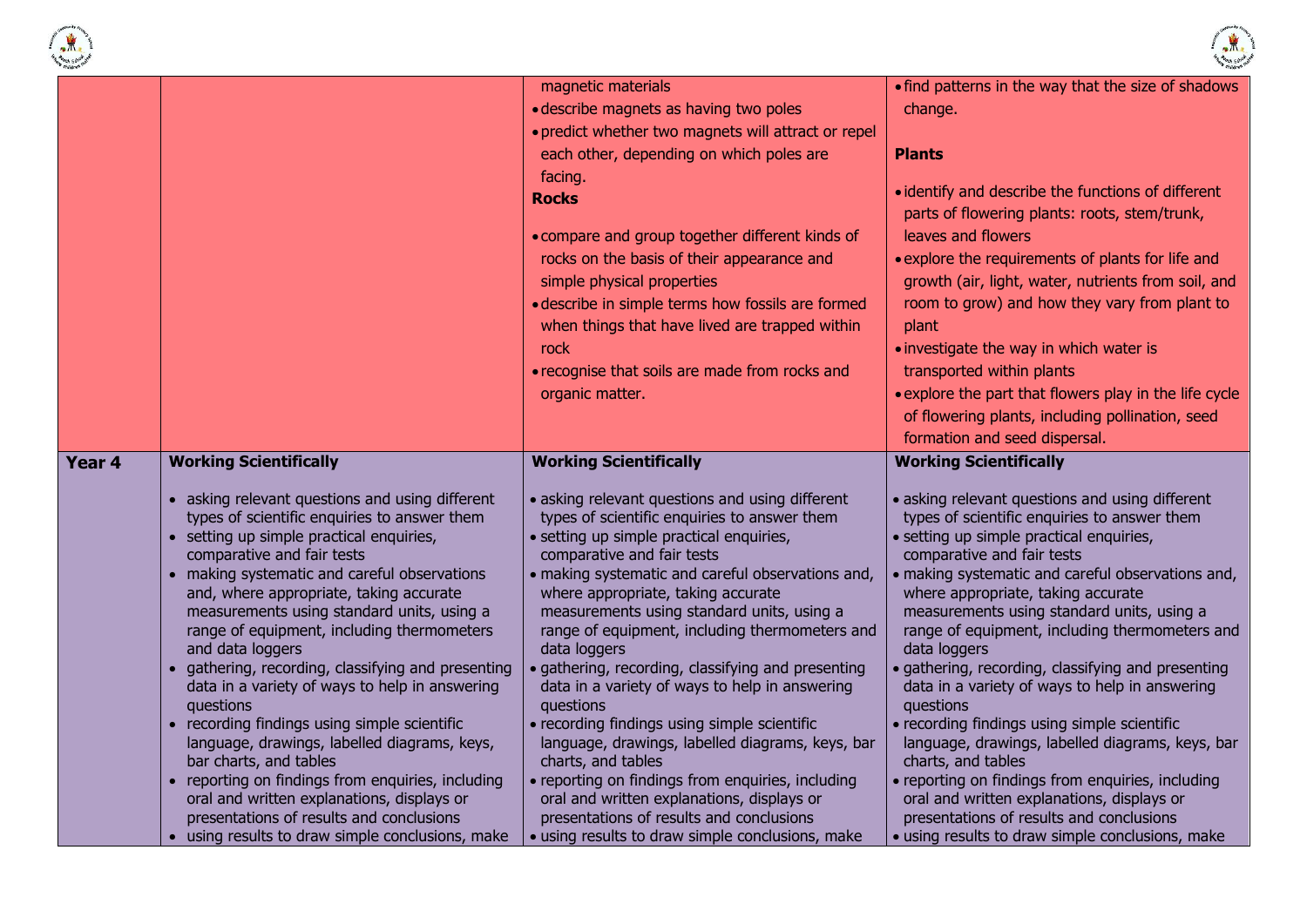| | | | |
|---|---|---|---|
| | | magnetic materials<br>• describe magnets as having two poles<br>• predict whether two magnets will attract or repel each other, depending on which poles are facing.<br>**Rocks**<br>• compare and group together different kinds of rocks on the basis of their appearance and simple physical properties<br>• describe in simple terms how fossils are formed when things that have lived are trapped within rock<br>• recognise that soils are made from rocks and organic matter. | • find patterns in the way that the size of shadows change.<br><br>**Plants**<br>• identify and describe the functions of different parts of flowering plants: roots, stem/trunk, leaves and flowers<br>• explore the requirements of plants for life and growth (air, light, water, nutrients from soil, and room to grow) and how they vary from plant to plant<br>• investigate the way in which water is transported within plants<br>• explore the part that flowers play in the life cycle of flowering plants, including pollination, seed formation and seed dispersal. |
| **Year 4** | **Working Scientifically**<br>• asking relevant questions and using different types of scientific enquiries to answer them<br>• setting up simple practical enquiries, comparative and fair tests<br>• making systematic and careful observations and, where appropriate, taking accurate measurements using standard units, using a range of equipment, including thermometers and data loggers<br>• gathering, recording, classifying and presenting data in a variety of ways to help in answering questions<br>• recording findings using simple scientific language, drawings, labelled diagrams, keys, bar charts, and tables<br>• reporting on findings from enquiries, including oral and written explanations, displays or presentations of results and conclusions<br>• using results to draw simple conclusions, make | **Working Scientifically**<br>• asking relevant questions and using different types of scientific enquiries to answer them<br>• setting up simple practical enquiries, comparative and fair tests<br>• making systematic and careful observations and, where appropriate, taking accurate measurements using standard units, using a range of equipment, including thermometers and data loggers<br>• gathering, recording, classifying and presenting data in a variety of ways to help in answering questions<br>• recording findings using simple scientific language, drawings, labelled diagrams, keys, bar charts, and tables<br>• reporting on findings from enquiries, including oral and written explanations, displays or presentations of results and conclusions<br>• using results to draw simple conclusions, make | **Working Scientifically**<br>• asking relevant questions and using different types of scientific enquiries to answer them<br>• setting up simple practical enquiries, comparative and fair tests<br>• making systematic and careful observations and, where appropriate, taking accurate measurements using standard units, using a range of equipment, including thermometers and data loggers<br>• gathering, recording, classifying and presenting data in a variety of ways to help in answering questions<br>• recording findings using simple scientific language, drawings, labelled diagrams, keys, bar charts, and tables<br>• reporting on findings from enquiries, including oral and written explanations, displays or presentations of results and conclusions<br>• using results to draw simple conclusions, make |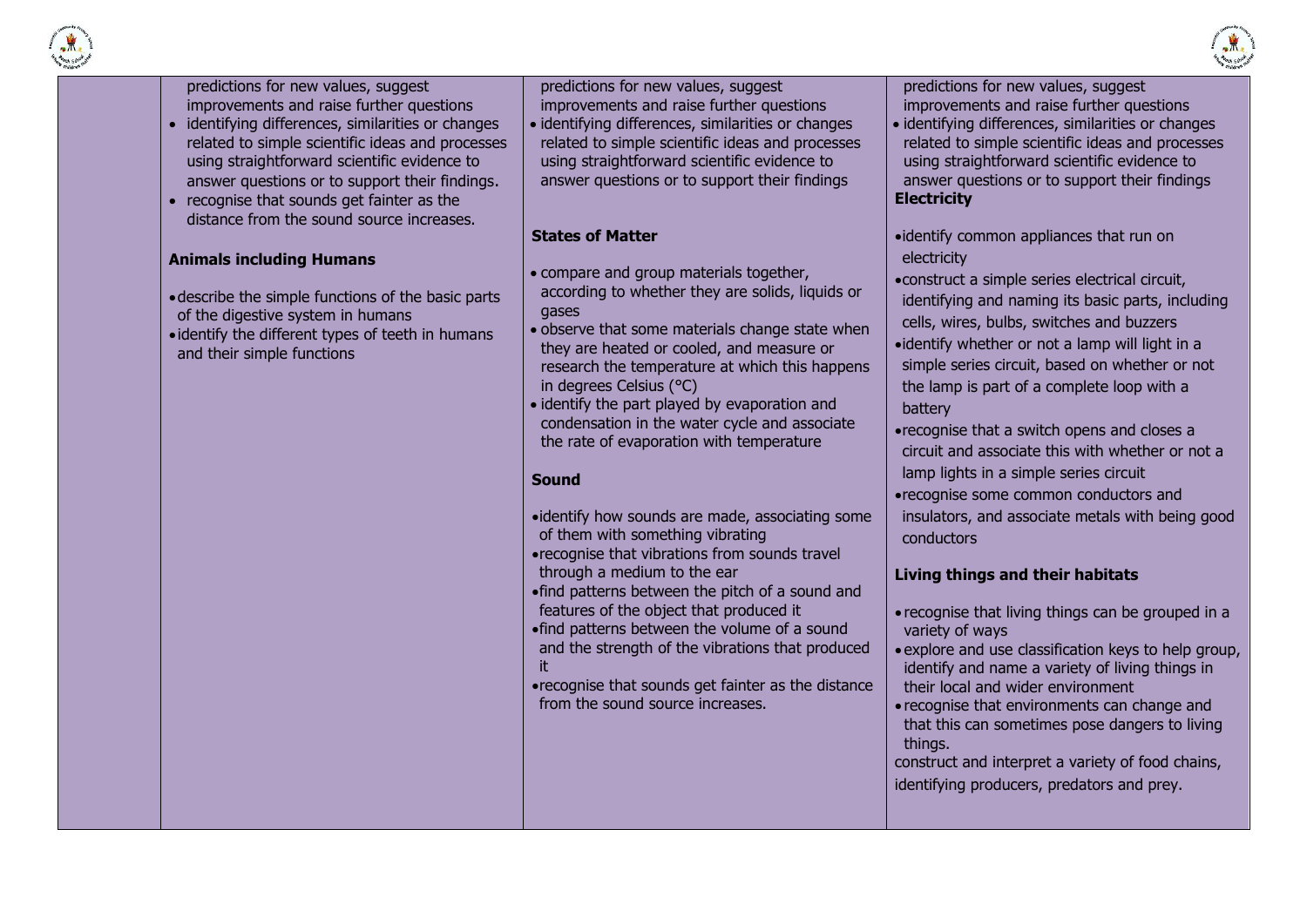| | | | |
|---|---|---|---|
| | predictions for new values, suggest improvements and raise further questions<br>• identifying differences, similarities or changes related to simple scientific ideas and processes using straightforward scientific evidence to answer questions or to support their findings.<br>• recognise that sounds get fainter as the distance from the sound source increases.<br><br>**Animals including Humans**<br><br>• describe the simple functions of the basic parts of the digestive system in humans<br>• identify the different types of teeth in humans and their simple functions | predictions for new values, suggest improvements and raise further questions<br>• identifying differences, similarities or changes related to simple scientific ideas and processes using straightforward scientific evidence to answer questions or to support their findings<br><br>**States of Matter**<br><br>• compare and group materials together, according to whether they are solids, liquids or gases<br>• observe that some materials change state when they are heated or cooled, and measure or research the temperature at which this happens in degrees Celsius (°C)<br>• identify the part played by evaporation and condensation in the water cycle and associate the rate of evaporation with temperature<br><br>**Sound**<br><br>• identify how sounds are made, associating some of them with something vibrating<br>• recognise that vibrations from sounds travel through a medium to the ear<br>• find patterns between the pitch of a sound and features of the object that produced it<br>• find patterns between the volume of a sound and the strength of the vibrations that produced it<br>• recognise that sounds get fainter as the distance from the sound source increases. | predictions for new values, suggest improvements and raise further questions<br>• identifying differences, similarities or changes related to simple scientific ideas and processes using straightforward scientific evidence to answer questions or to support their findings<br>**Electricity**<br><br>• identify common appliances that run on electricity<br>• construct a simple series electrical circuit, identifying and naming its basic parts, including cells, wires, bulbs, switches and buzzers<br>• identify whether or not a lamp will light in a simple series circuit, based on whether or not the lamp is part of a complete loop with a battery<br>• recognise that a switch opens and closes a circuit and associate this with whether or not a lamp lights in a simple series circuit<br>• recognise some common conductors and insulators, and associate metals with being good conductors<br><br>**Living things and their habitats**<br><br>• recognise that living things can be grouped in a variety of ways<br>• explore and use classification keys to help group, identify and name a variety of living things in their local and wider environment<br>• recognise that environments can change and that this can sometimes pose dangers to living things.<br>construct and interpret a variety of food chains, identifying producers, predators and prey. |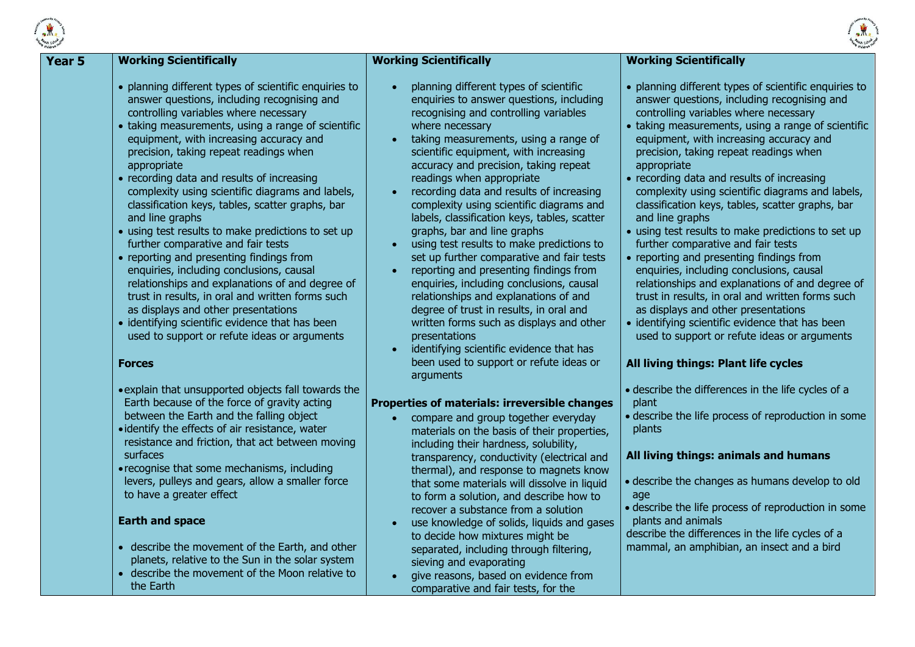| Year 5 | Working Scientifically | Working Scientifically | Working Scientifically |
|---|---|---|---|
| | • planning different types of scientific enquiries to answer questions, including recognising and controlling variables where necessary<br>• taking measurements, using a range of scientific equipment, with increasing accuracy and precision, taking repeat readings when appropriate<br>• recording data and results of increasing complexity using scientific diagrams and labels, classification keys, tables, scatter graphs, bar and line graphs<br>• using test results to make predictions to set up further comparative and fair tests<br>• reporting and presenting findings from enquiries, including conclusions, causal relationships and explanations of and degree of trust in results, in oral and written forms such as displays and other presentations<br>• identifying scientific evidence that has been used to support or refute ideas or arguments<br><br>**Forces**<br><br>• explain that unsupported objects fall towards the Earth because of the force of gravity acting between the Earth and the falling object<br>• identify the effects of air resistance, water resistance and friction, that act between moving surfaces<br>• recognise that some mechanisms, including levers, pulleys and gears, allow a smaller force to have a greater effect<br><br>**Earth and space**<br><br>• describe the movement of the Earth, and other planets, relative to the Sun in the solar system<br>• describe the movement of the Moon relative to the Earth | • planning different types of scientific enquiries to answer questions, including recognising and controlling variables where necessary<br>• taking measurements, using a range of scientific equipment, with increasing accuracy and precision, taking repeat readings when appropriate<br>• recording data and results of increasing complexity using scientific diagrams and labels, classification keys, tables, scatter graphs, bar and line graphs<br>• using test results to make predictions to set up further comparative and fair tests<br>• reporting and presenting findings from enquiries, including conclusions, causal relationships and explanations of and degree of trust in results, in oral and written forms such as displays and other presentations<br>• identifying scientific evidence that has been used to support or refute ideas or arguments<br><br>**Properties of materials: irreversible changes**<br>• compare and group together everyday materials on the basis of their properties, including their hardness, solubility, transparency, conductivity (electrical and thermal), and response to magnets know that some materials will dissolve in liquid to form a solution, and describe how to recover a substance from a solution<br>• use knowledge of solids, liquids and gases to decide how mixtures might be separated, including through filtering, sieving and evaporating<br>• give reasons, based on evidence from comparative and fair tests, for the | • planning different types of scientific enquiries to answer questions, including recognising and controlling variables where necessary<br>• taking measurements, using a range of scientific equipment, with increasing accuracy and precision, taking repeat readings when appropriate<br>• recording data and results of increasing complexity using scientific diagrams and labels, classification keys, tables, scatter graphs, bar and line graphs<br>• using test results to make predictions to set up further comparative and fair tests<br>• reporting and presenting findings from enquiries, including conclusions, causal relationships and explanations of and degree of trust in results, in oral and written forms such as displays and other presentations<br>• identifying scientific evidence that has been used to support or refute ideas or arguments<br><br>**All living things: Plant life cycles**<br><br>• describe the differences in the life cycles of a plant<br>• describe the life process of reproduction in some plants<br><br>**All living things: animals and humans**<br><br>• describe the changes as humans develop to old age<br>• describe the life process of reproduction in some plants and animals<br>describe the differences in the life cycles of a mammal, an amphibian, an insect and a bird |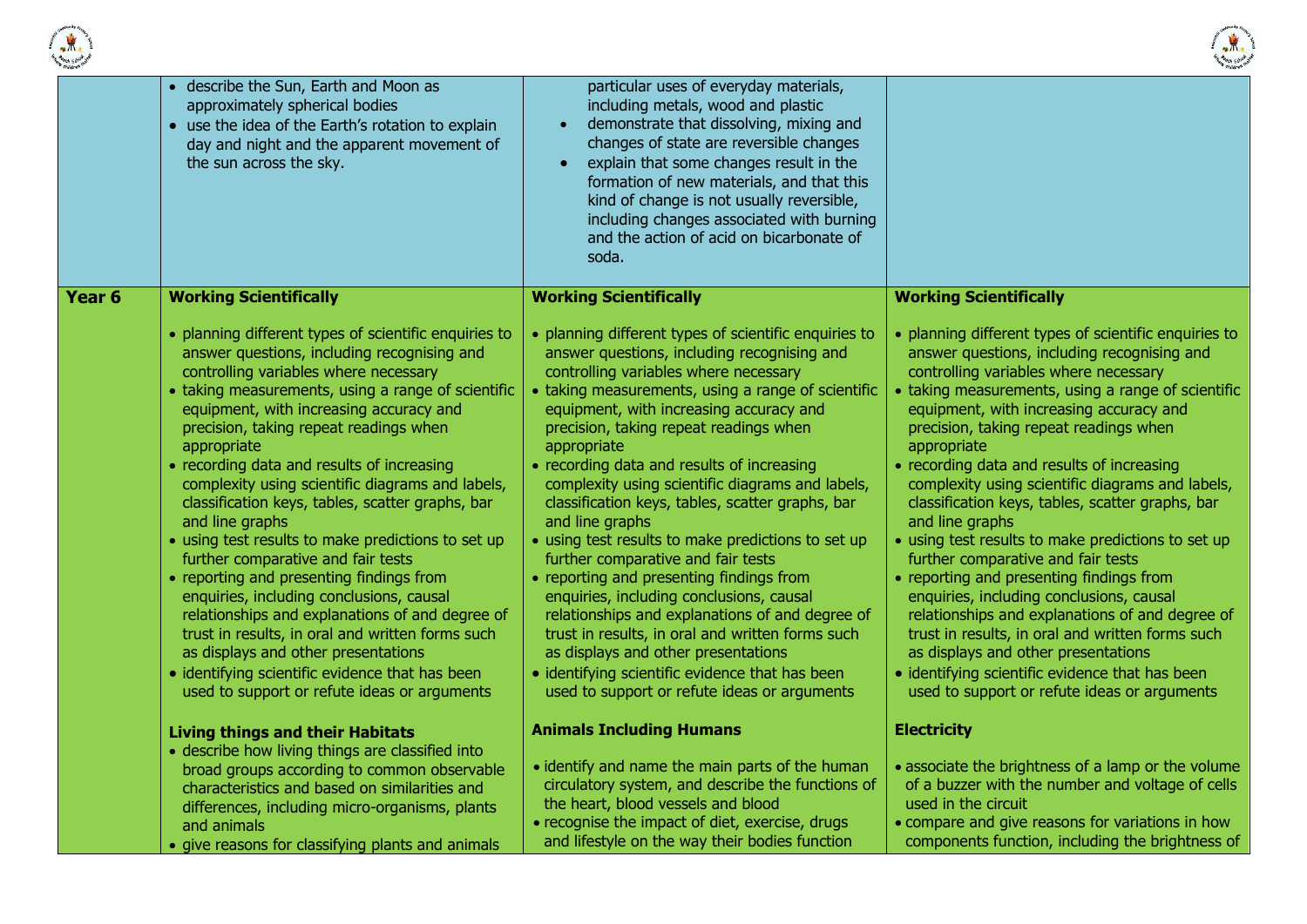| | | | |
|---|---|---|---|
| | • describe the Sun, Earth and Moon as approximately spherical bodies<br>• use the idea of the Earth's rotation to explain day and night and the apparent movement of the sun across the sky. | particular uses of everyday materials, including metals, wood and plastic<br>• demonstrate that dissolving, mixing and changes of state are reversible changes<br>• explain that some changes result in the formation of new materials, and that this kind of change is not usually reversible, including changes associated with burning and the action of acid on bicarbonate of soda. | |
| **Year 6** | **Working Scientifically**<br><br>• planning different types of scientific enquiries to answer questions, including recognising and controlling variables where necessary<br>• taking measurements, using a range of scientific equipment, with increasing accuracy and precision, taking repeat readings when appropriate<br>• recording data and results of increasing complexity using scientific diagrams and labels, classification keys, tables, scatter graphs, bar and line graphs<br>• using test results to make predictions to set up further comparative and fair tests<br>• reporting and presenting findings from enquiries, including conclusions, causal relationships and explanations of and degree of trust in results, in oral and written forms such as displays and other presentations<br>• identifying scientific evidence that has been used to support or refute ideas or arguments<br><br>**Living things and their Habitats**<br>• describe how living things are classified into broad groups according to common observable characteristics and based on similarities and differences, including micro-organisms, plants and animals<br>• give reasons for classifying plants and animals | **Working Scientifically**<br><br>• planning different types of scientific enquiries to answer questions, including recognising and controlling variables where necessary<br>• taking measurements, using a range of scientific equipment, with increasing accuracy and precision, taking repeat readings when appropriate<br>• recording data and results of increasing complexity using scientific diagrams and labels, classification keys, tables, scatter graphs, bar and line graphs<br>• using test results to make predictions to set up further comparative and fair tests<br>• reporting and presenting findings from enquiries, including conclusions, causal relationships and explanations of and degree of trust in results, in oral and written forms such as displays and other presentations<br>• identifying scientific evidence that has been used to support or refute ideas or arguments<br><br>**Animals Including Humans**<br><br>• identify and name the main parts of the human circulatory system, and describe the functions of the heart, blood vessels and blood<br>• recognise the impact of diet, exercise, drugs and lifestyle on the way their bodies function | **Working Scientifically**<br><br>• planning different types of scientific enquiries to answer questions, including recognising and controlling variables where necessary<br>• taking measurements, using a range of scientific equipment, with increasing accuracy and precision, taking repeat readings when appropriate<br>• recording data and results of increasing complexity using scientific diagrams and labels, classification keys, tables, scatter graphs, bar and line graphs<br>• using test results to make predictions to set up further comparative and fair tests<br>• reporting and presenting findings from enquiries, including conclusions, causal relationships and explanations of and degree of trust in results, in oral and written forms such as displays and other presentations<br>• identifying scientific evidence that has been used to support or refute ideas or arguments<br><br>**Electricity**<br><br>• associate the brightness of a lamp or the volume of a buzzer with the number and voltage of cells used in the circuit<br>• compare and give reasons for variations in how components function, including the brightness of |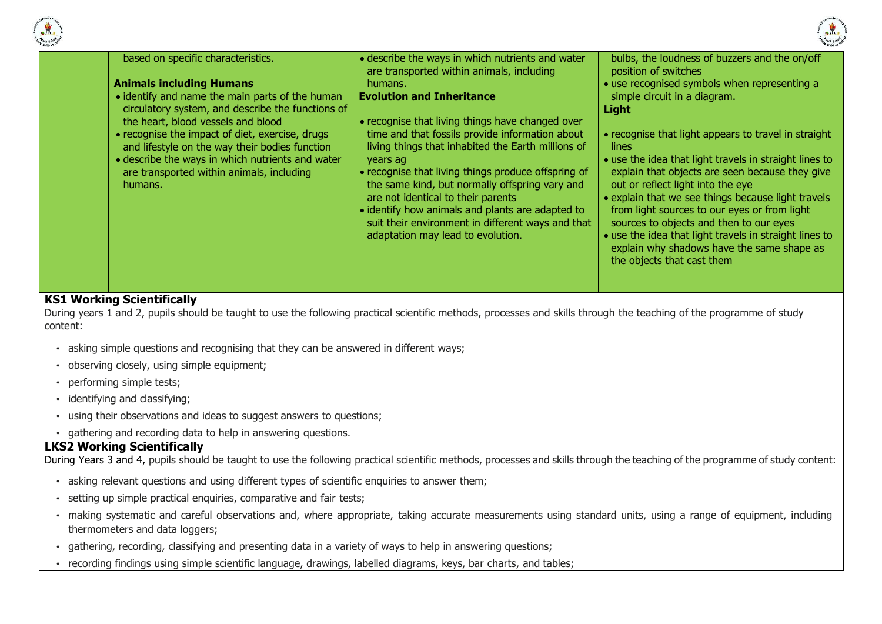| | | | |
|---|---|---|---|
| | based on specific characteristics.<br><br>**Animals including Humans**<br>• identify and name the main parts of the human circulatory system, and describe the functions of the heart, blood vessels and blood<br>• recognise the impact of diet, exercise, drugs and lifestyle on the way their bodies function<br>• describe the ways in which nutrients and water are transported within animals, including humans. | • describe the ways in which nutrients and water are transported within animals, including humans.<br>**Evolution and Inheritance**<br><br>• recognise that living things have changed over time and that fossils provide information about living things that inhabited the Earth millions of years ag<br>• recognise that living things produce offspring of the same kind, but normally offspring vary and are not identical to their parents<br>• identify how animals and plants are adapted to suit their environment in different ways and that adaptation may lead to evolution. | bulbs, the loudness of buzzers and the on/off position of switches<br>• use recognised symbols when representing a simple circuit in a diagram.<br>**Light**<br><br>• recognise that light appears to travel in straight lines<br>• use the idea that light travels in straight lines to explain that objects are seen because they give out or reflect light into the eye<br>• explain that we see things because light travels from light sources to our eyes or from light sources to objects and then to our eyes<br>• use the idea that light travels in straight lines to explain why shadows have the same shape as the objects that cast them |

**KS1 Working Scientifically**

During years 1 and 2, pupils should be taught to use the following practical scientific methods, processes and skills through the teaching of the programme of study content:

- asking simple questions and recognising that they can be answered in different ways;
- observing closely, using simple equipment;
- performing simple tests;
- identifying and classifying;
- using their observations and ideas to suggest answers to questions;
- gathering and recording data to help in answering questions.

**LKS2 Working Scientifically**

During Years 3 and 4, pupils should be taught to use the following practical scientific methods, processes and skills through the teaching of the programme of study content:

- asking relevant questions and using different types of scientific enquiries to answer them;
- setting up simple practical enquiries, comparative and fair tests;
- making systematic and careful observations and, where appropriate, taking accurate measurements using standard units, using a range of equipment, including thermometers and data loggers;
- gathering, recording, classifying and presenting data in a variety of ways to help in answering questions;
- recording findings using simple scientific language, drawings, labelled diagrams, keys, bar charts, and tables;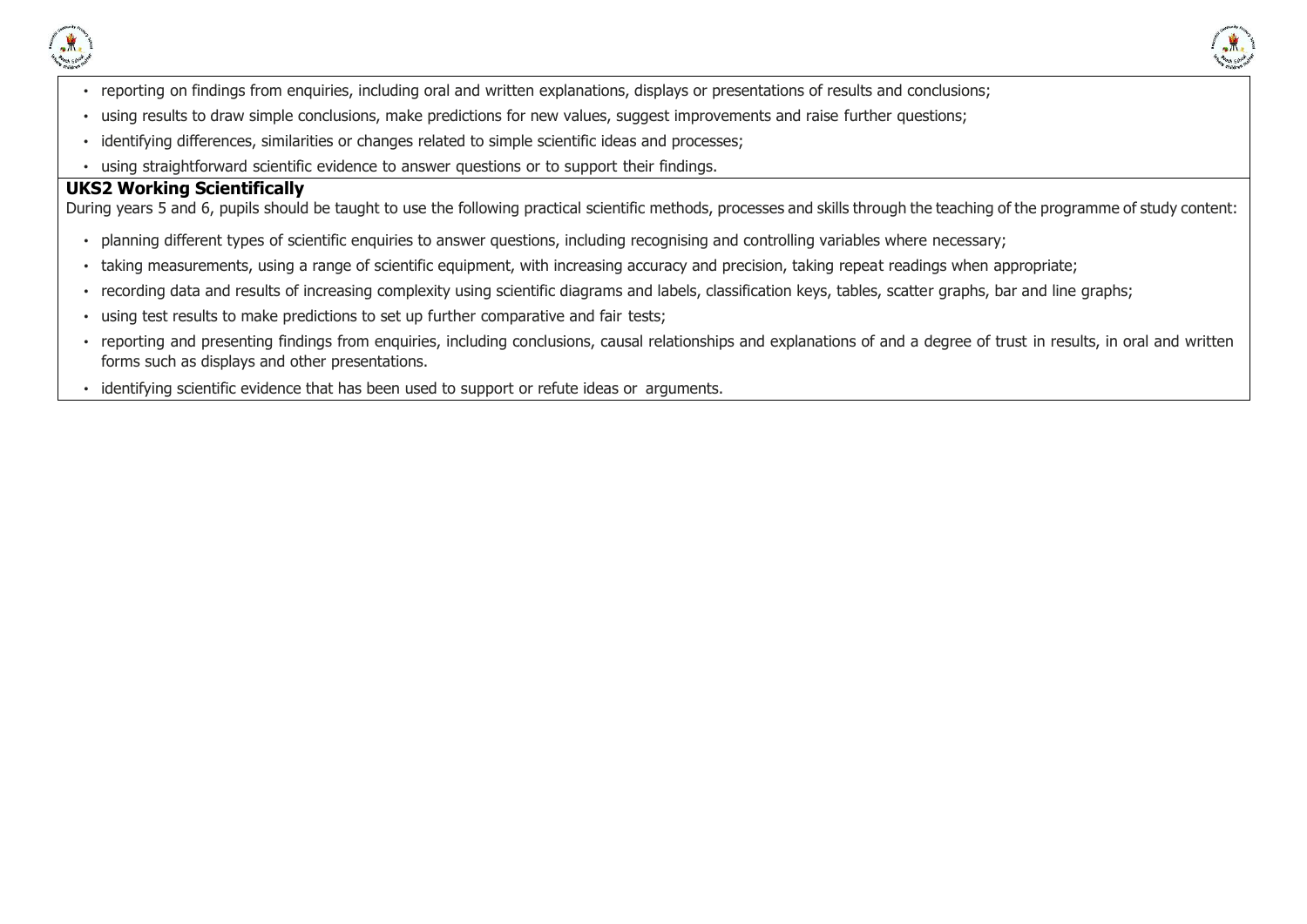- reporting on findings from enquiries, including oral and written explanations, displays or presentations of results and conclusions;
- using results to draw simple conclusions, make predictions for new values, suggest improvements and raise further questions;
- identifying differences, similarities or changes related to simple scientific ideas and processes;
- using straightforward scientific evidence to answer questions or to support their findings.

**UKS2 Working Scientifically**

During years 5 and 6, pupils should be taught to use the following practical scientific methods, processes and skills through the teaching of the programme of study content:

- planning different types of scientific enquiries to answer questions, including recognising and controlling variables where necessary;
- taking measurements, using a range of scientific equipment, with increasing accuracy and precision, taking repeat readings when appropriate;
- recording data and results of increasing complexity using scientific diagrams and labels, classification keys, tables, scatter graphs, bar and line graphs;
- using test results to make predictions to set up further comparative and fair tests;
- reporting and presenting findings from enquiries, including conclusions, causal relationships and explanations of and a degree of trust in results, in oral and written forms such as displays and other presentations.
- identifying scientific evidence that has been used to support or refute ideas or arguments.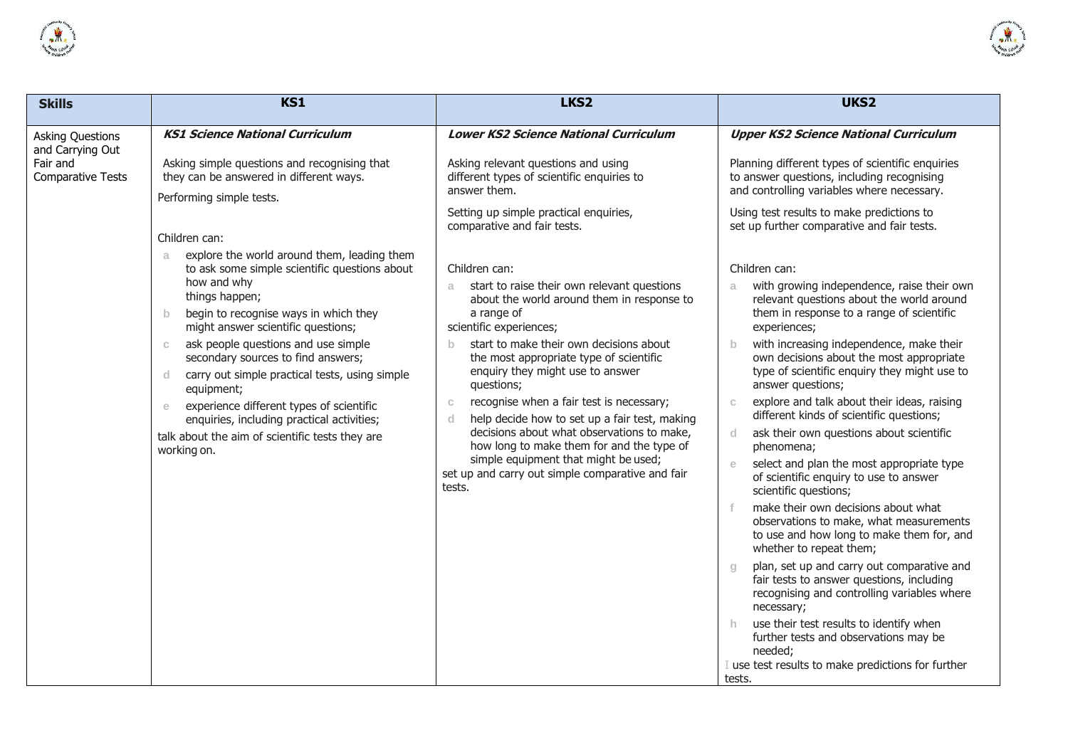| Skills | KS1 | LKS2 | UKS2 |
|---|---|---|---|
| Asking Questions and Carrying Out Fair and Comparative Tests | ***KS1 Science National Curriculum***<br><br>Asking simple questions and recognising that they can be answered in different ways.<br><br>Performing simple tests.<br><br>Children can:<br><br>a explore the world around them, leading them to ask some simple scientific questions about how and why things happen;<br><br>b begin to recognise ways in which they might answer scientific questions;<br><br>c ask people questions and use simple secondary sources to find answers;<br><br>d carry out simple practical tests, using simple equipment;<br><br>e experience different types of scientific enquiries, including practical activities;<br><br>talk about the aim of scientific tests they are working on. | ***Lower KS2 Science National Curriculum***<br><br>Asking relevant questions and using different types of scientific enquiries to answer them.<br><br>Setting up simple practical enquiries, comparative and fair tests.<br><br>Children can:<br><br>a start to raise their own relevant questions about the world around them in response to a range of scientific experiences;<br><br>b start to make their own decisions about the most appropriate type of scientific enquiry they might use to answer questions;<br><br>c recognise when a fair test is necessary;<br><br>d help decide how to set up a fair test, making decisions about what observations to make, how long to make them for and the type of simple equipment that might be used;<br><br>set up and carry out simple comparative and fair tests. | ***Upper KS2 Science National Curriculum***<br><br>Planning different types of scientific enquiries to answer questions, including recognising and controlling variables where necessary.<br><br>Using test results to make predictions to set up further comparative and fair tests.<br><br>Children can:<br><br>a with growing independence, raise their own relevant questions about the world around them in response to a range of scientific experiences;<br><br>b with increasing independence, make their own decisions about the most appropriate type of scientific enquiry they might use to answer questions;<br><br>c explore and talk about their ideas, raising different kinds of scientific questions;<br><br>d ask their own questions about scientific phenomena;<br><br>e select and plan the most appropriate type of scientific enquiry to use to answer scientific questions;<br><br>f make their own decisions about what observations to make, what measurements to use and how long to make them for, and whether to repeat them;<br><br>g plan, set up and carry out comparative and fair tests to answer questions, including recognising and controlling variables where necessary;<br><br>h use their test results to identify when further tests and observations may be needed;<br><br>I use test results to make predictions for further tests. |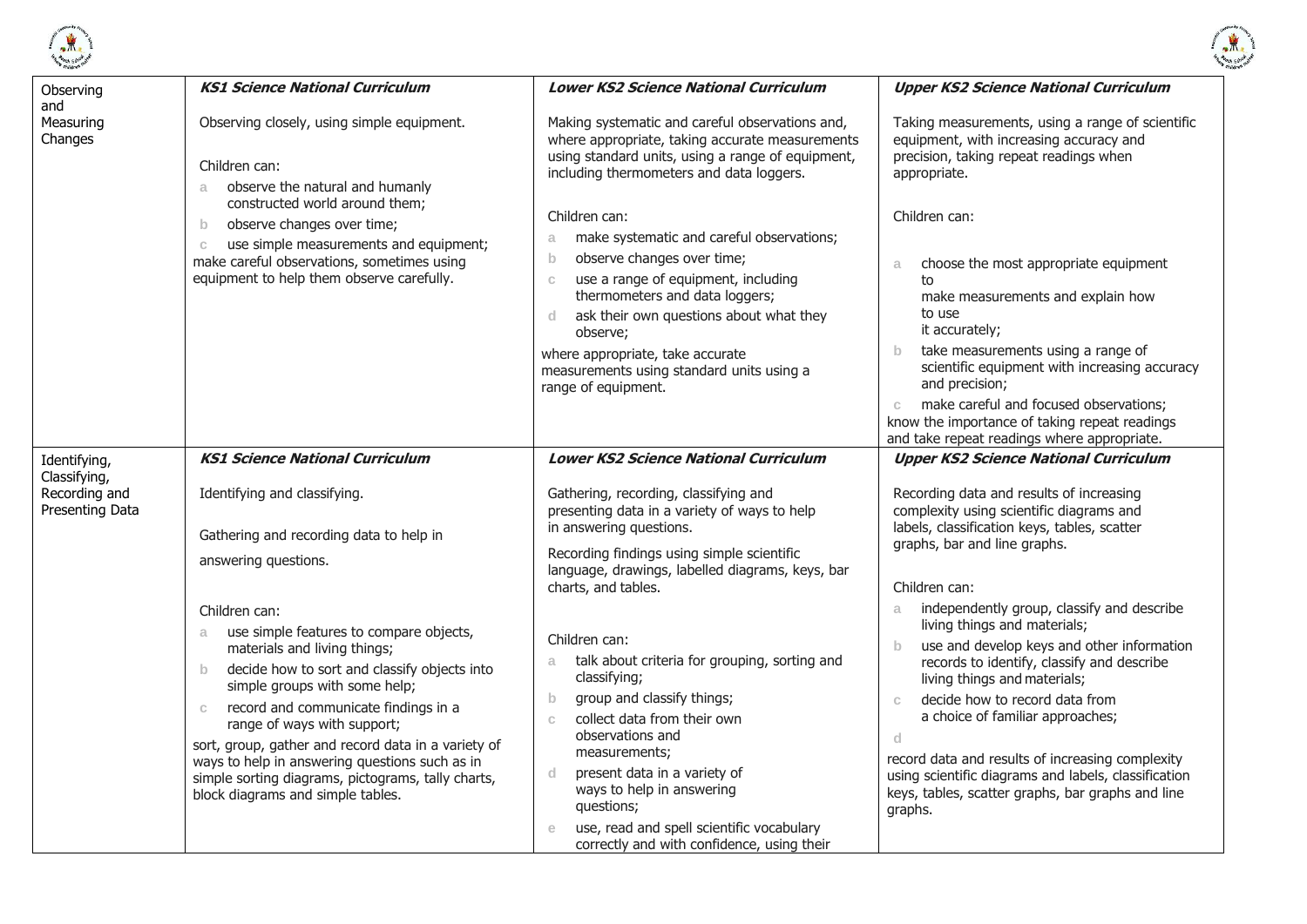| | | | |
|---|---|---|---|
| Observing and Measuring Changes | ***KS1 Science National Curriculum***<br><br>Observing closely, using simple equipment.<br><br>Children can:<br>a observe the natural and humanly constructed world around them;<br>b observe changes over time;<br>c use simple measurements and equipment;<br>make careful observations, sometimes using equipment to help them observe carefully. | ***Lower KS2 Science National Curriculum***<br><br>Making systematic and careful observations and, where appropriate, taking accurate measurements using standard units, using a range of equipment, including thermometers and data loggers.<br><br>Children can:<br>a make systematic and careful observations;<br>b observe changes over time;<br>c use a range of equipment, including thermometers and data loggers;<br>d ask their own questions about what they observe;<br>where appropriate, take accurate measurements using standard units using a range of equipment. | ***Upper KS2 Science National Curriculum***<br><br>Taking measurements, using a range of scientific equipment, with increasing accuracy and precision, taking repeat readings when appropriate.<br><br>Children can:<br>a choose the most appropriate equipment to make measurements and explain how to use it accurately;<br>b take measurements using a range of scientific equipment with increasing accuracy and precision;<br>c make careful and focused observations;<br>know the importance of taking repeat readings and take repeat readings where appropriate. |
| Identifying, Classifying, Recording and Presenting Data | ***KS1 Science National Curriculum***<br><br>Identifying and classifying.<br><br>Gathering and recording data to help in answering questions.<br><br>Children can:<br>a use simple features to compare objects, materials and living things;<br>b decide how to sort and classify objects into simple groups with some help;<br>c record and communicate findings in a range of ways with support;<br>sort, group, gather and record data in a variety of ways to help in answering questions such as in simple sorting diagrams, pictograms, tally charts, block diagrams and simple tables. | ***Lower KS2 Science National Curriculum***<br><br>Gathering, recording, classifying and presenting data in a variety of ways to help in answering questions.<br><br>Recording findings using simple scientific language, drawings, labelled diagrams, keys, bar charts, and tables.<br><br>Children can:<br>a talk about criteria for grouping, sorting and classifying;<br>b group and classify things;<br>c collect data from their own observations and measurements;<br>d present data in a variety of ways to help in answering questions;<br>e use, read and spell scientific vocabulary correctly and with confidence, using their | ***Upper KS2 Science National Curriculum***<br><br>Recording data and results of increasing complexity using scientific diagrams and labels, classification keys, tables, scatter graphs, bar and line graphs.<br><br>Children can:<br>a independently group, classify and describe living things and materials;<br>b use and develop keys and other information records to identify, classify and describe living things and materials;<br>c decide how to record data from a choice of familiar approaches;<br>d<br>record data and results of increasing complexity using scientific diagrams and labels, classification keys, tables, scatter graphs, bar graphs and line graphs. |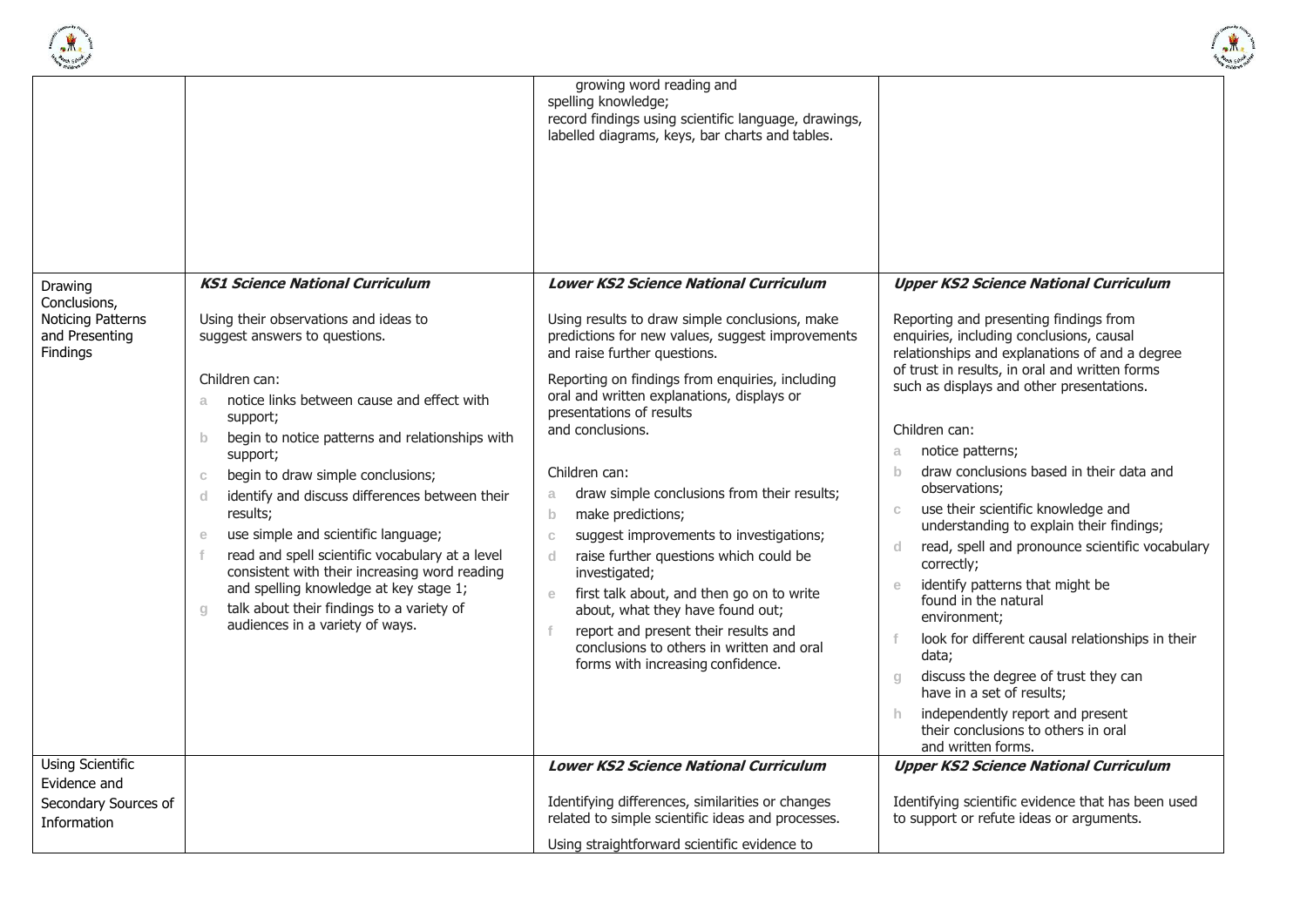| | | | |
|---|---|---|---|
| | | growing word reading and spelling knowledge;<br>record findings using scientific language, drawings, labelled diagrams, keys, bar charts and tables. | |
| Drawing Conclusions, Noticing Patterns and Presenting Findings | ***KS1 Science National Curriculum***<br><br>Using their observations and ideas to suggest answers to questions.<br><br>Children can:<br>a notice links between cause and effect with support;<br>b begin to notice patterns and relationships with support;<br>c begin to draw simple conclusions;<br>d identify and discuss differences between their results;<br>e use simple and scientific language;<br>f read and spell scientific vocabulary at a level consistent with their increasing word reading and spelling knowledge at key stage 1;<br>g talk about their findings to a variety of audiences in a variety of ways. | ***Lower KS2 Science National Curriculum***<br><br>Using results to draw simple conclusions, make predictions for new values, suggest improvements and raise further questions.<br><br>Reporting on findings from enquiries, including oral and written explanations, displays or presentations of results and conclusions.<br><br>Children can:<br>a draw simple conclusions from their results;<br>b make predictions;<br>c suggest improvements to investigations;<br>d raise further questions which could be investigated;<br>e first talk about, and then go on to write about, what they have found out;<br>f report and present their results and conclusions to others in written and oral forms with increasing confidence. | ***Upper KS2 Science National Curriculum***<br><br>Reporting and presenting findings from enquiries, including conclusions, causal relationships and explanations of and a degree of trust in results, in oral and written forms such as displays and other presentations.<br><br>Children can:<br>a notice patterns;<br>b draw conclusions based in their data and observations;<br>c use their scientific knowledge and understanding to explain their findings;<br>d read, spell and pronounce scientific vocabulary correctly;<br>e identify patterns that might be found in the natural environment;<br>f look for different causal relationships in their data;<br>g discuss the degree of trust they can have in a set of results;<br>h independently report and present their conclusions to others in oral and written forms. |
| Using Scientific Evidence and Secondary Sources of Information | | ***Lower KS2 Science National Curriculum***<br><br>Identifying differences, similarities or changes related to simple scientific ideas and processes.<br><br>Using straightforward scientific evidence to | ***Upper KS2 Science National Curriculum***<br><br>Identifying scientific evidence that has been used to support or refute ideas or arguments. |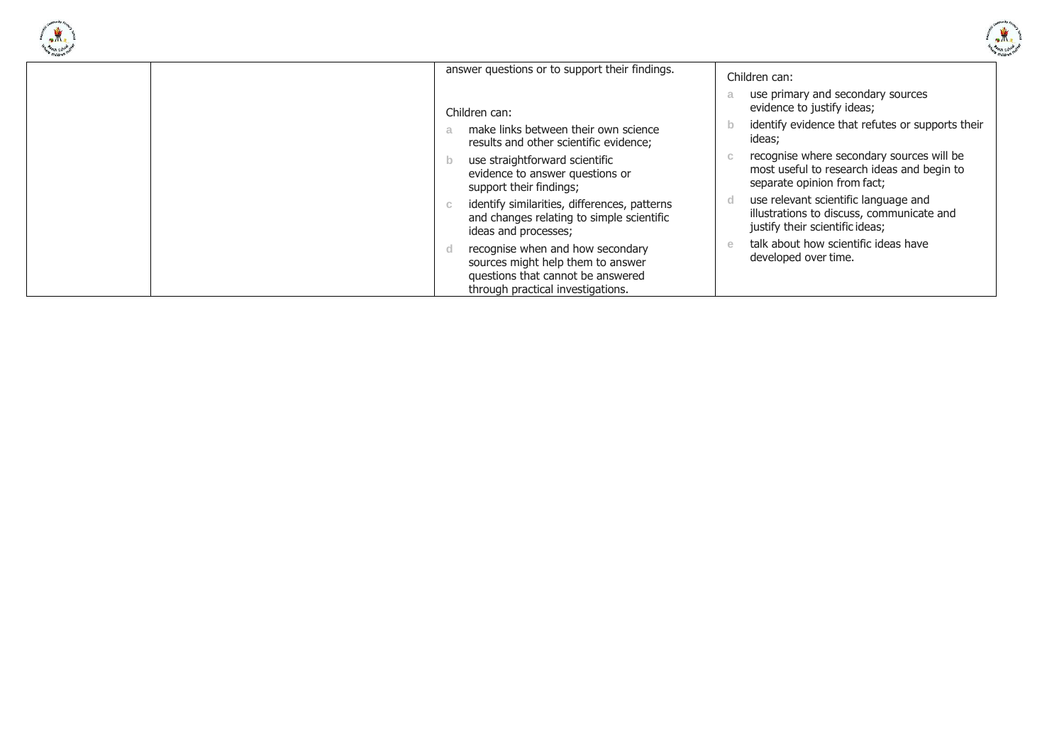| | | | |
|---|---|---|---|
| | | answer questions or to support their findings.<br><br>Children can:<br>a make links between their own science results and other scientific evidence;<br>b use straightforward scientific evidence to answer questions or support their findings;<br>c identify similarities, differences, patterns and changes relating to simple scientific ideas and processes;<br>d recognise when and how secondary sources might help them to answer questions that cannot be answered through practical investigations. | Children can:<br>a use primary and secondary sources evidence to justify ideas;<br>b identify evidence that refutes or supports their ideas;<br>c recognise where secondary sources will be most useful to research ideas and begin to separate opinion from fact;<br>d use relevant scientific language and illustrations to discuss, communicate and justify their scientific ideas;<br>e talk about how scientific ideas have developed over time. |